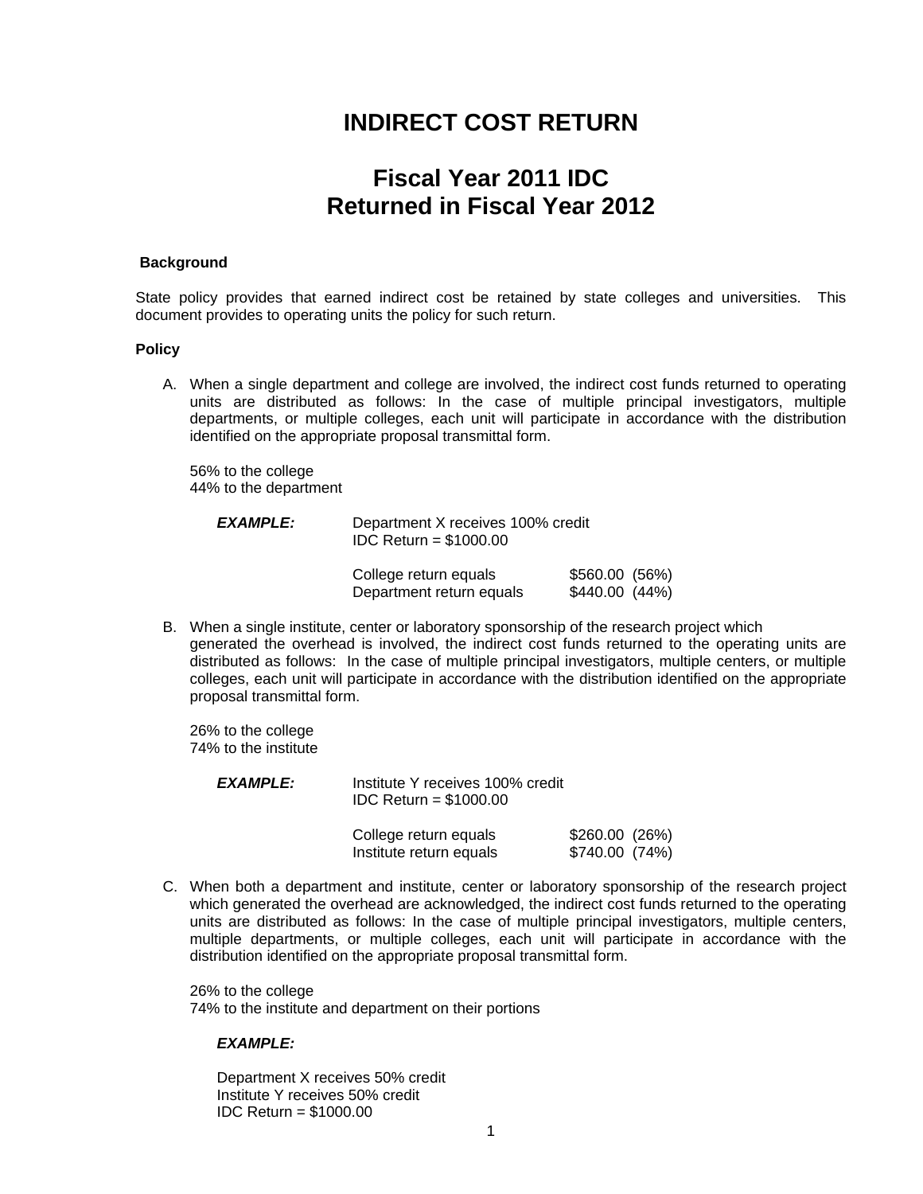# INDIRECT COST RETURN

## Fiscal Year 2011 IDC
## Returned in Fiscal Year 2012

**Background**

State policy provides that earned indirect cost be retained by state colleges and universities. This document provides to operating units the policy for such return.

**Policy**

A. When a single department and college are involved, the indirect cost funds returned to operating units are distributed as follows: In the case of multiple principal investigators, multiple departments, or multiple colleges, each unit will participate in accordance with the distribution identified on the appropriate proposal transmittal form.

   56% to the college
   44% to the department

   ***EXAMPLE:*** Department X receives 100% credit
   IDC Return = $1000.00

   | | | |
   |---|---|---|
   | College return equals | $560.00 | (56%) |
   | Department return equals | $440.00 | (44%) |

B. When a single institute, center or laboratory sponsorship of the research project which generated the overhead is involved, the indirect cost funds returned to the operating units are distributed as follows: In the case of multiple principal investigators, multiple centers, or multiple colleges, each unit will participate in accordance with the distribution identified on the appropriate proposal transmittal form.

   26% to the college
   74% to the institute

   ***EXAMPLE:*** Institute Y receives 100% credit
   IDC Return = $1000.00

   | | | |
   |---|---|---|
   | College return equals | $260.00 | (26%) |
   | Institute return equals | $740.00 | (74%) |

C. When both a department and institute, center or laboratory sponsorship of the research project which generated the overhead are acknowledged, the indirect cost funds returned to the operating units are distributed as follows: In the case of multiple principal investigators, multiple centers, multiple departments, or multiple colleges, each unit will participate in accordance with the distribution identified on the appropriate proposal transmittal form.

   26% to the college
   74% to the institute and department on their portions

   ***EXAMPLE:***

   Department X receives 50% credit
   Institute Y receives 50% credit
   IDC Return = $1000.00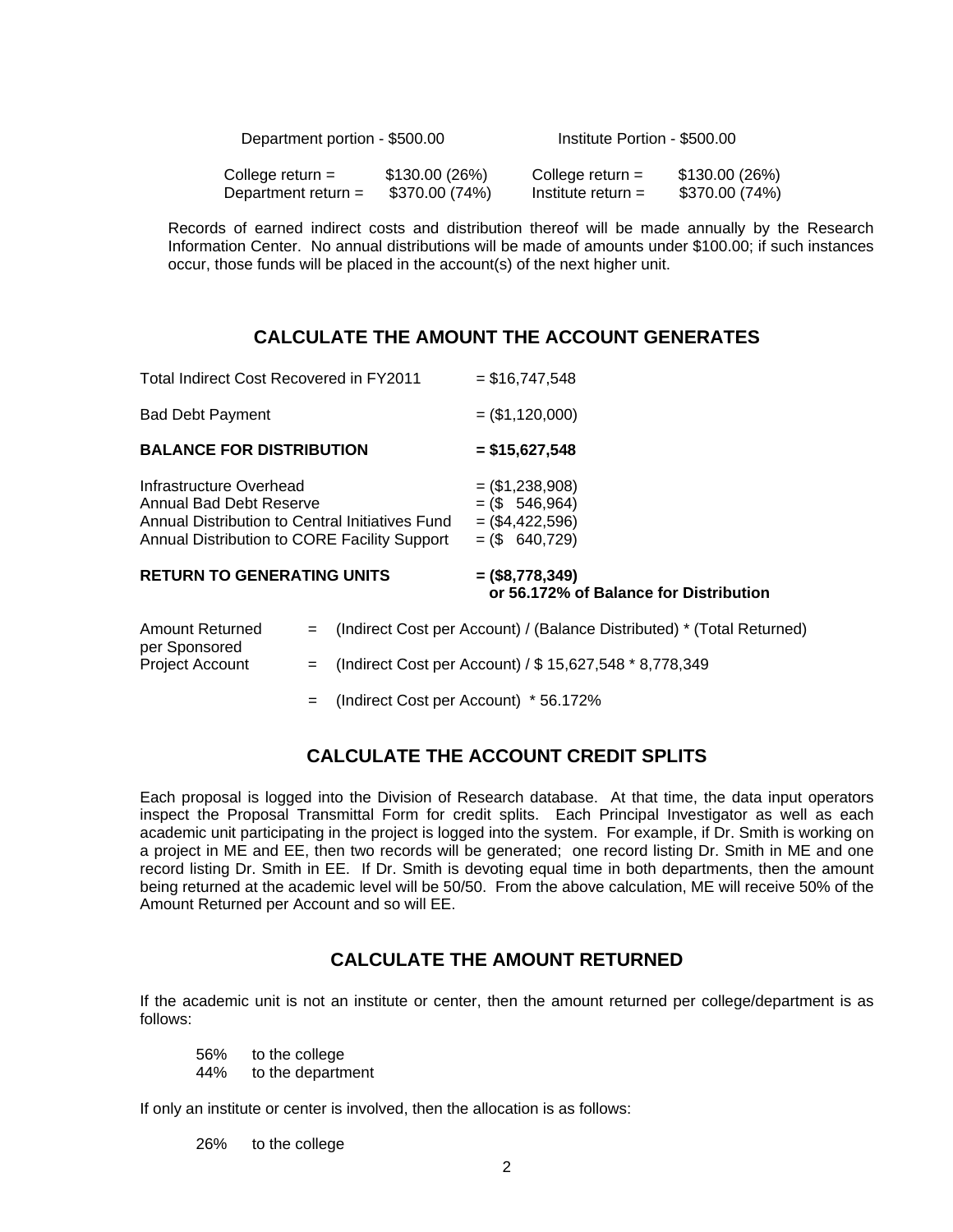| Department portion - $500.00 | | Institute Portion - $500.00 | |
|---|---|---|---|
| College return = | $130.00 (26%) | College return = | $130.00 (26%) |
| Department return = | $370.00 (74%) | Institute return = | $370.00 (74%) |

Records of earned indirect costs and distribution thereof will be made annually by the Research Information Center. No annual distributions will be made of amounts under $100.00; if such instances occur, those funds will be placed in the account(s) of the next higher unit.

## CALCULATE THE AMOUNT THE ACCOUNT GENERATES

| | |
|---|---|
| Total Indirect Cost Recovered in FY2011 | = $16,747,548 |
| Bad Debt Payment | = ($1,120,000) |
| **BALANCE FOR DISTRIBUTION** | **= $15,627,548** |
| Infrastructure Overhead | = ($1,238,908) |
| Annual Bad Debt Reserve | = ($ 546,964) |
| Annual Distribution to Central Initiatives Fund | = ($4,422,596) |
| Annual Distribution to CORE Facility Support | = ($ 640,729) |
| **RETURN TO GENERATING UNITS** | **= ($8,778,349) or 56.172% of Balance for Distribution** |

Amount Returned per Sponsored Project Account = (Indirect Cost per Account) / (Balance Distributed) * (Total Returned)

= (Indirect Cost per Account) / $ 15,627,548 * 8,778,349

= (Indirect Cost per Account) * 56.172%

## CALCULATE THE ACCOUNT CREDIT SPLITS

Each proposal is logged into the Division of Research database. At that time, the data input operators inspect the Proposal Transmittal Form for credit splits. Each Principal Investigator as well as each academic unit participating in the project is logged into the system. For example, if Dr. Smith is working on a project in ME and EE, then two records will be generated; one record listing Dr. Smith in ME and one record listing Dr. Smith in EE. If Dr. Smith is devoting equal time in both departments, then the amount being returned at the academic level will be 50/50. From the above calculation, ME will receive 50% of the Amount Returned per Account and so will EE.

## CALCULATE THE AMOUNT RETURNED

If the academic unit is not an institute or center, then the amount returned per college/department is as follows:

56% to the college
44% to the department

If only an institute or center is involved, then the allocation is as follows:

26% to the college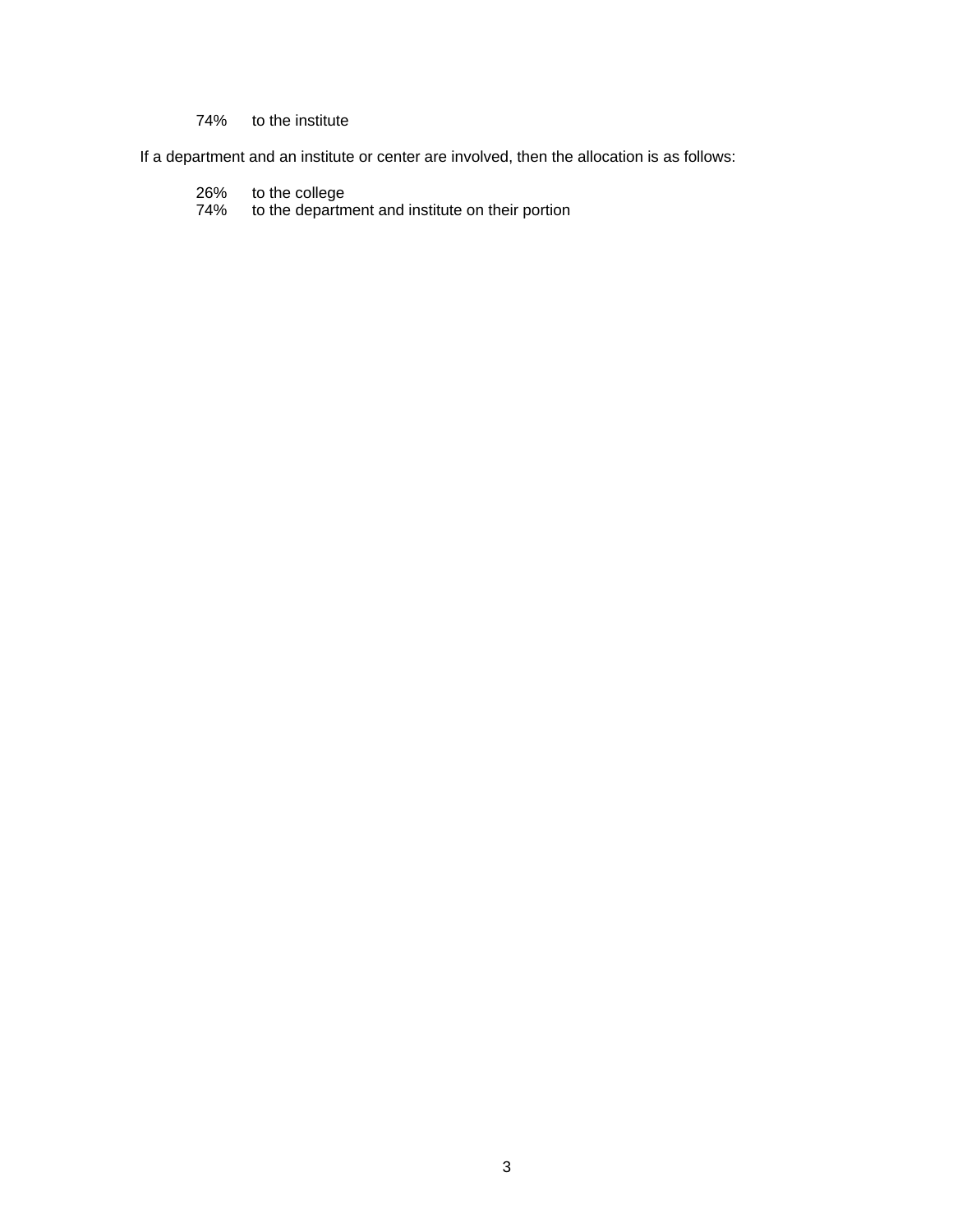74%   to the institute

If a department and an institute or center are involved, then the allocation is as follows:

26%   to the college
74%   to the department and institute on their portion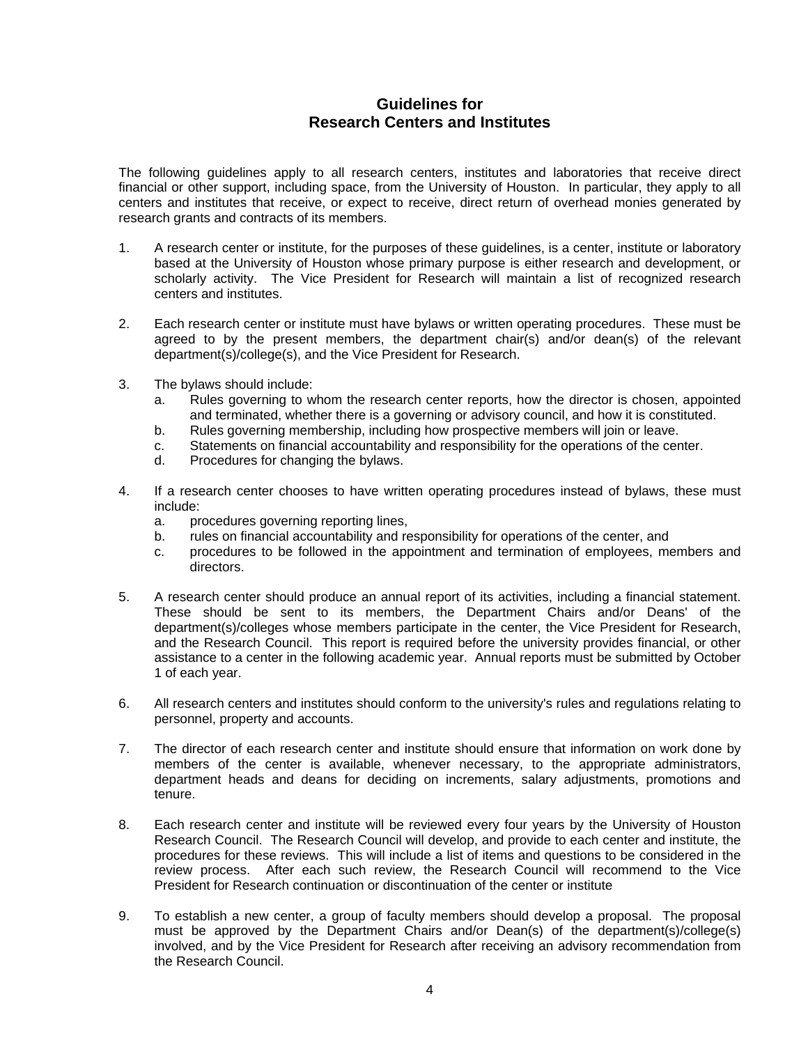# Guidelines for Research Centers and Institutes

The following guidelines apply to all research centers, institutes and laboratories that receive direct financial or other support, including space, from the University of Houston. In particular, they apply to all centers and institutes that receive, or expect to receive, direct return of overhead monies generated by research grants and contracts of its members.

1. A research center or institute, for the purposes of these guidelines, is a center, institute or laboratory based at the University of Houston whose primary purpose is either research and development, or scholarly activity. The Vice President for Research will maintain a list of recognized research centers and institutes.

2. Each research center or institute must have bylaws or written operating procedures. These must be agreed to by the present members, the department chair(s) and/or dean(s) of the relevant department(s)/college(s), and the Vice President for Research.

3. The bylaws should include:
   a. Rules governing to whom the research center reports, how the director is chosen, appointed and terminated, whether there is a governing or advisory council, and how it is constituted.
   b. Rules governing membership, including how prospective members will join or leave.
   c. Statements on financial accountability and responsibility for the operations of the center.
   d. Procedures for changing the bylaws.

4. If a research center chooses to have written operating procedures instead of bylaws, these must include:
   a. procedures governing reporting lines,
   b. rules on financial accountability and responsibility for operations of the center, and
   c. procedures to be followed in the appointment and termination of employees, members and directors.

5. A research center should produce an annual report of its activities, including a financial statement. These should be sent to its members, the Department Chairs and/or Deans' of the department(s)/colleges whose members participate in the center, the Vice President for Research, and the Research Council. This report is required before the university provides financial, or other assistance to a center in the following academic year. Annual reports must be submitted by October 1 of each year.

6. All research centers and institutes should conform to the university's rules and regulations relating to personnel, property and accounts.

7. The director of each research center and institute should ensure that information on work done by members of the center is available, whenever necessary, to the appropriate administrators, department heads and deans for deciding on increments, salary adjustments, promotions and tenure.

8. Each research center and institute will be reviewed every four years by the University of Houston Research Council. The Research Council will develop, and provide to each center and institute, the procedures for these reviews. This will include a list of items and questions to be considered in the review process. After each such review, the Research Council will recommend to the Vice President for Research continuation or discontinuation of the center or institute

9. To establish a new center, a group of faculty members should develop a proposal. The proposal must be approved by the Department Chairs and/or Dean(s) of the department(s)/college(s) involved, and by the Vice President for Research after receiving an advisory recommendation from the Research Council.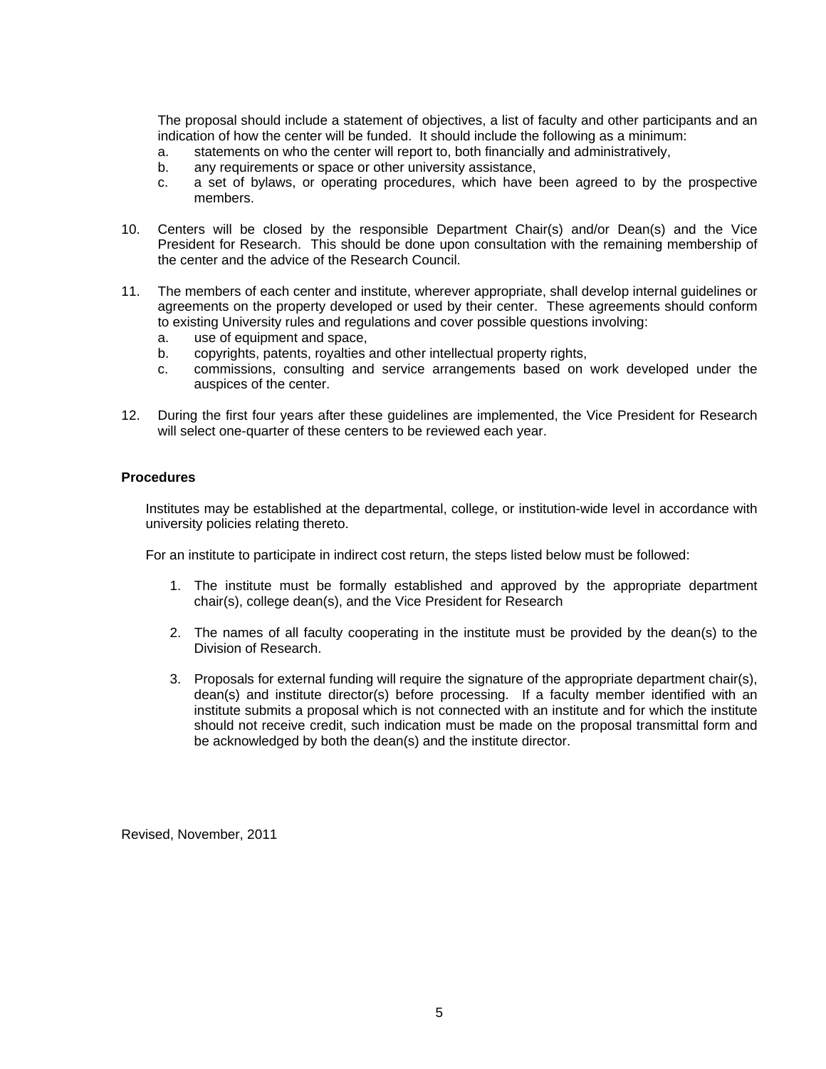The proposal should include a statement of objectives, a list of faculty and other participants and an indication of how the center will be funded. It should include the following as a minimum:

a. statements on who the center will report to, both financially and administratively,
b. any requirements or space or other university assistance,
c. a set of bylaws, or operating procedures, which have been agreed to by the prospective members.

10. Centers will be closed by the responsible Department Chair(s) and/or Dean(s) and the Vice President for Research. This should be done upon consultation with the remaining membership of the center and the advice of the Research Council.

11. The members of each center and institute, wherever appropriate, shall develop internal guidelines or agreements on the property developed or used by their center. These agreements should conform to existing University rules and regulations and cover possible questions involving:
    a. use of equipment and space,
    b. copyrights, patents, royalties and other intellectual property rights,
    c. commissions, consulting and service arrangements based on work developed under the auspices of the center.

12. During the first four years after these guidelines are implemented, the Vice President for Research will select one-quarter of these centers to be reviewed each year.

**Procedures**

Institutes may be established at the departmental, college, or institution-wide level in accordance with university policies relating thereto.

For an institute to participate in indirect cost return, the steps listed below must be followed:

1. The institute must be formally established and approved by the appropriate department chair(s), college dean(s), and the Vice President for Research

2. The names of all faculty cooperating in the institute must be provided by the dean(s) to the Division of Research.

3. Proposals for external funding will require the signature of the appropriate department chair(s), dean(s) and institute director(s) before processing. If a faculty member identified with an institute submits a proposal which is not connected with an institute and for which the institute should not receive credit, such indication must be made on the proposal transmittal form and be acknowledged by both the dean(s) and the institute director.

Revised, November, 2011